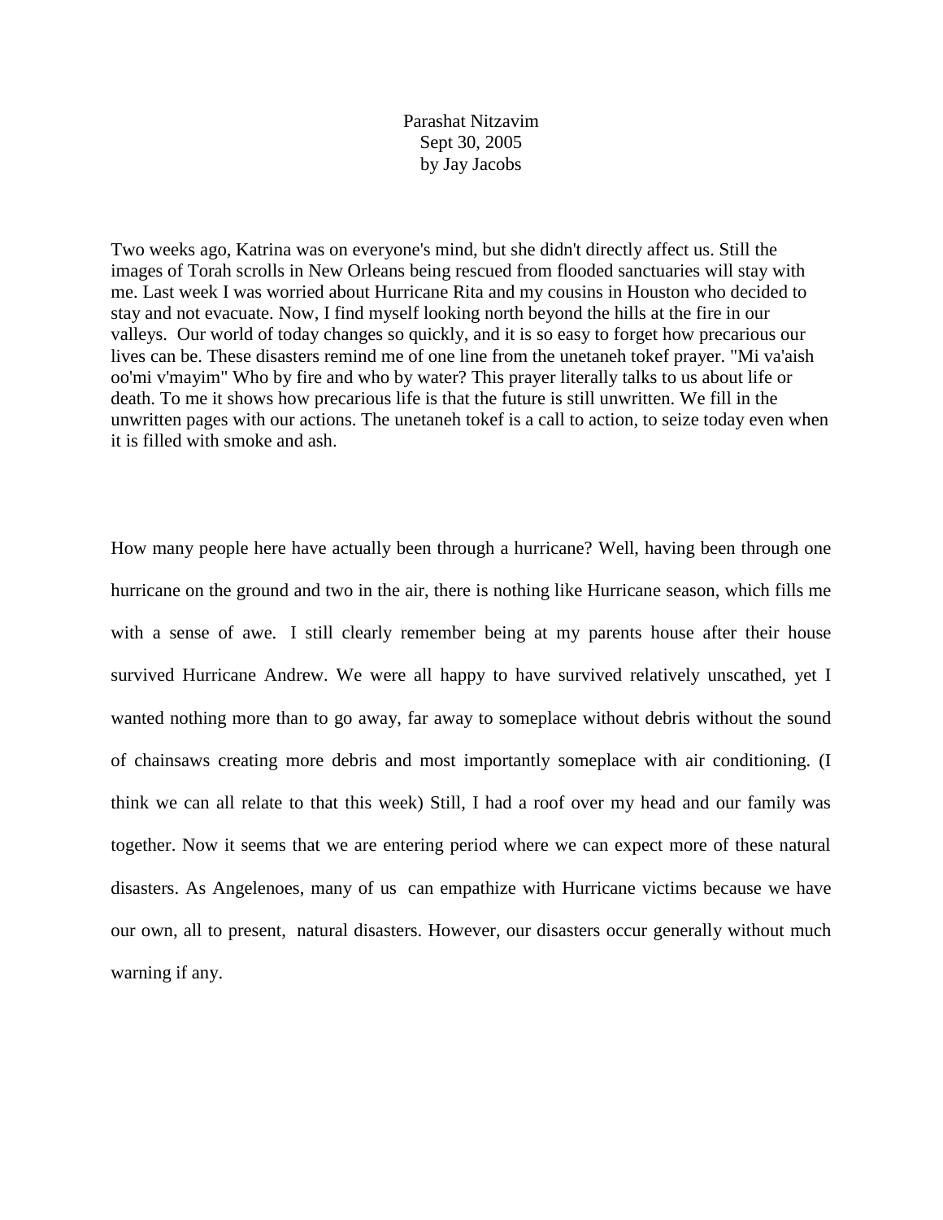Parashat Nitzavim
Sept 30, 2005
by Jay Jacobs

Two weeks ago, Katrina was on everyone's mind, but she didn't directly affect us. Still the images of Torah scrolls in New Orleans being rescued from flooded sanctuaries will stay with me. Last week I was worried about Hurricane Rita and my cousins in Houston who decided to stay and not evacuate. Now, I find myself looking north beyond the hills at the fire in our valleys. Our world of today changes so quickly, and it is so easy to forget how precarious our lives can be. These disasters remind me of one line from the unetaneh tokef prayer. "Mi va'aish oo'mi v'mayim" Who by fire and who by water? This prayer literally talks to us about life or death. To me it shows how precarious life is that the future is still unwritten. We fill in the unwritten pages with our actions. The unetaneh tokef is a call to action, to seize today even when it is filled with smoke and ash.

How many people here have actually been through a hurricane? Well, having been through one hurricane on the ground and two in the air, there is nothing like Hurricane season, which fills me with a sense of awe. I still clearly remember being at my parents house after their house survived Hurricane Andrew. We were all happy to have survived relatively unscathed, yet I wanted nothing more than to go away, far away to someplace without debris without the sound of chainsaws creating more debris and most importantly someplace with air conditioning. (I think we can all relate to that this week) Still, I had a roof over my head and our family was together. Now it seems that we are entering period where we can expect more of these natural disasters. As Angelenoes, many of us can empathize with Hurricane victims because we have our own, all to present, natural disasters. However, our disasters occur generally without much warning if any.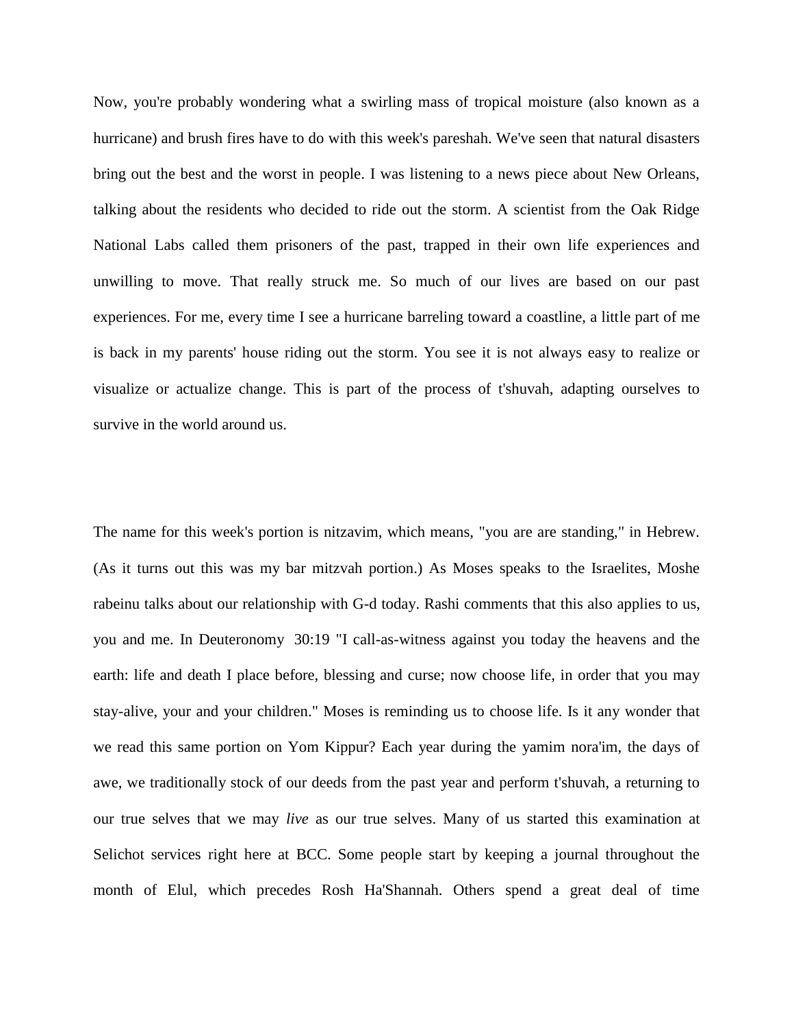Now, you're probably wondering what a swirling mass of tropical moisture (also known as a hurricane) and brush fires have to do with this week's pareshah. We've seen that natural disasters bring out the best and the worst in people. I was listening to a news piece about New Orleans, talking about the residents who decided to ride out the storm. A scientist from the Oak Ridge National Labs called them prisoners of the past, trapped in their own life experiences and unwilling to move. That really struck me. So much of our lives are based on our past experiences. For me, every time I see a hurricane barreling toward a coastline, a little part of me is back in my parents' house riding out the storm. You see it is not always easy to realize or visualize or actualize change. This is part of the process of t'shuvah, adapting ourselves to survive in the world around us.

The name for this week's portion is nitzavim, which means, "you are are standing," in Hebrew. (As it turns out this was my bar mitzvah portion.) As Moses speaks to the Israelites, Moshe rabeinu talks about our relationship with G-d today. Rashi comments that this also applies to us, you and me. In Deuteronomy 30:19 "I call-as-witness against you today the heavens and the earth: life and death I place before, blessing and curse; now choose life, in order that you may stay-alive, your and your children." Moses is reminding us to choose life. Is it any wonder that we read this same portion on Yom Kippur? Each year during the yamim nora'im, the days of awe, we traditionally stock of our deeds from the past year and perform t'shuvah, a returning to our true selves that we may *live* as our true selves. Many of us started this examination at Selichot services right here at BCC. Some people start by keeping a journal throughout the month of Elul, which precedes Rosh Ha'Shannah. Others spend a great deal of time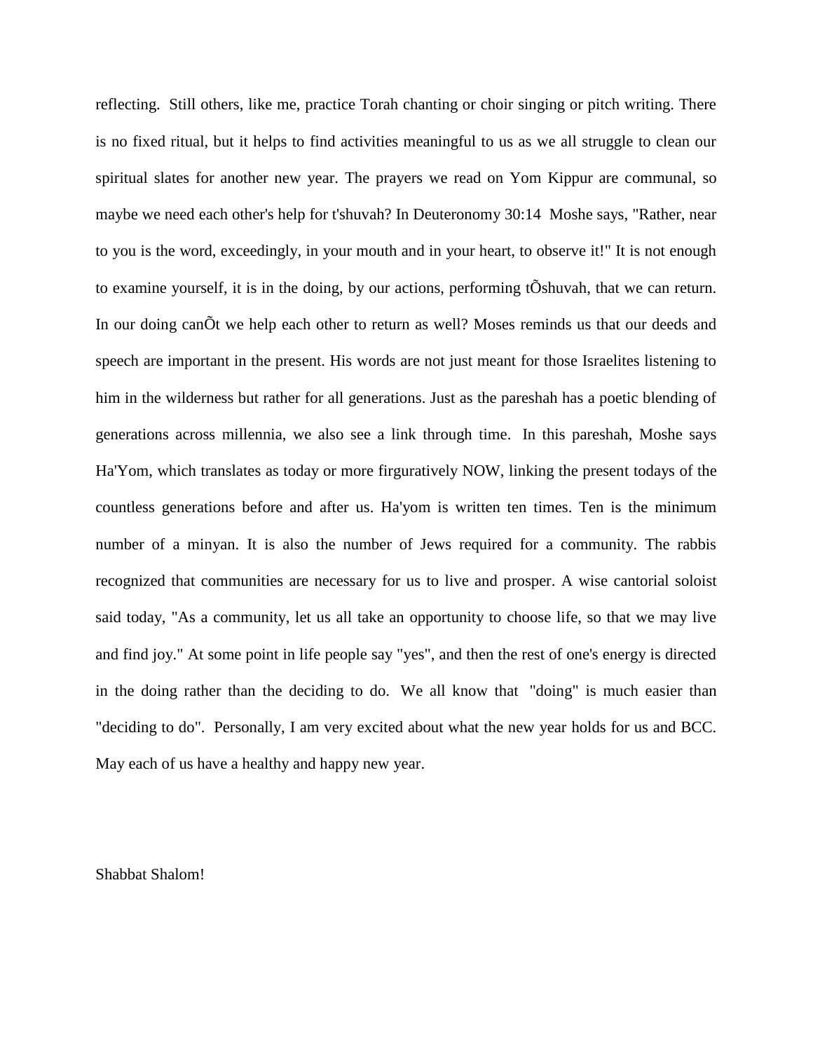reflecting. Still others, like me, practice Torah chanting or choir singing or pitch writing. There is no fixed ritual, but it helps to find activities meaningful to us as we all struggle to clean our spiritual slates for another new year. The prayers we read on Yom Kippur are communal, so maybe we need each other's help for t'shuvah? In Deuteronomy 30:14 Moshe says, "Rather, near to you is the word, exceedingly, in your mouth and in your heart, to observe it!" It is not enough to examine yourself, it is in the doing, by our actions, performing tÕshuvah, that we can return. In our doing canÕt we help each other to return as well? Moses reminds us that our deeds and speech are important in the present. His words are not just meant for those Israelites listening to him in the wilderness but rather for all generations. Just as the pareshah has a poetic blending of generations across millennia, we also see a link through time. In this pareshah, Moshe says Ha'Yom, which translates as today or more firguratively NOW, linking the present todays of the countless generations before and after us. Ha'yom is written ten times. Ten is the minimum number of a minyan. It is also the number of Jews required for a community. The rabbis recognized that communities are necessary for us to live and prosper. A wise cantorial soloist said today, "As a community, let us all take an opportunity to choose life, so that we may live and find joy." At some point in life people say "yes", and then the rest of one's energy is directed in the doing rather than the deciding to do. We all know that "doing" is much easier than "deciding to do". Personally, I am very excited about what the new year holds for us and BCC. May each of us have a healthy and happy new year.

Shabbat Shalom!